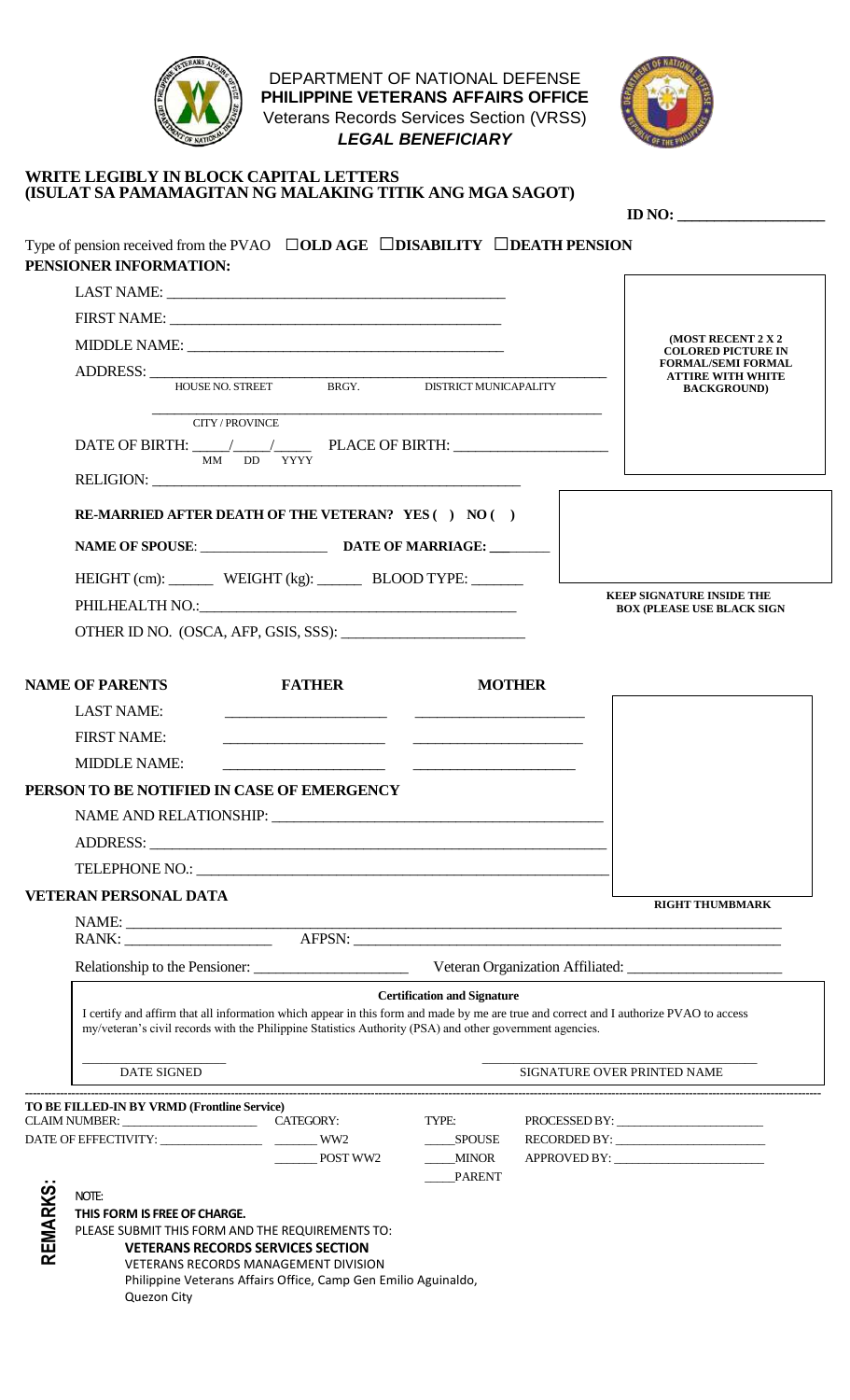DEPARTMENT OF NATIONAL DEFENSE
**PHILIPPINE VETERANS AFFAIRS OFFICE**
Veterans Records Services Section (VRSS)
***LEGAL BENEFICIARY***

**WRITE LEGIBLY IN BLOCK CAPITAL LETTERS**
**(ISULAT SA PAMAMAGITAN NG MALAKING TITIK ANG MGA SAGOT)**

**ID NO: ___________________**

Type of pension received from the PVAO ☐**OLD AGE** ☐**DISABILITY** ☐**DEATH PENSION**

**PENSIONER INFORMATION:**

LAST NAME: ___________________________________________

FIRST NAME: ___________________________________________

MIDDLE NAME: ___________________________________________

ADDRESS: ___________________________________________
HOUSE NO. STREET BRGY. DISTRICT MUNICAPALITY

___________________________________________
CITY / PROVINCE

DATE OF BIRTH: ____/____/_____ PLACE OF BIRTH: ___________________
MM DD YYYY

RELIGION: ___________________________________________

**(MOST RECENT 2 X 2 COLORED PICTURE IN FORMAL/SEMI FORMAL ATTIRE WITH WHITE BACKGROUND)**

**RE-MARRIED AFTER DEATH OF THE VETERAN? YES ( ) NO ( )**

**NAME OF SPOUSE**: _________________ **DATE OF MARRIAGE: ________**

HEIGHT (cm): ______ WEIGHT (kg): ______ BLOOD TYPE: _______

PHILHEALTH NO.:___________________________________________

OTHER ID NO. (OSCA, AFP, GSIS, SSS): _______________________

**KEEP SIGNATURE INSIDE THE BOX (PLEASE USE BLACK SIGN**

| **NAME OF PARENTS** | **FATHER** | **MOTHER** |
|---|---|---|
| LAST NAME: | ____________________ | ____________________ |
| FIRST NAME: | ____________________ | ____________________ |
| MIDDLE NAME: | ____________________ | ____________________ |

**PERSON TO BE NOTIFIED IN CASE OF EMERGENCY**

NAME AND RELATIONSHIP: ___________________________________________

ADDRESS: ___________________________________________

TELEPHONE NO.: ___________________________________________

**RIGHT THUMBMARK**

**VETERAN PERSONAL DATA**

NAME: ___________________________________________

RANK: ___________________ AFPSN: ___________________________________________

Relationship to the Pensioner: ____________________ Veteran Organization Affiliated: ____________________

**Certification and Signature**

I certify and affirm that all information which appear in this form and made by me are true and correct and I authorize PVAO to access my/veteran's civil records with the Philippine Statistics Authority (PSA) and other government agencies.

___________________ ___________________________________
DATE SIGNED SIGNATURE OVER PRINTED NAME

---

**TO BE FILLED-IN BY VRMD (Frontline Service)**

CLAIM NUMBER: ____________________ CATEGORY: TYPE: PROCESSED BY: ______________________

DATE OF EFFECTIVITY: ________________ _______ WW2 _____SPOUSE RECORDED BY: ______________________

_______ POST WW2 _____MINOR APPROVED BY: ______________________

_____PARENT

**REMARKS:**

NOTE:

**THIS FORM IS FREE OF CHARGE.**

PLEASE SUBMIT THIS FORM AND THE REQUIREMENTS TO:

**VETERANS RECORDS SERVICES SECTION**
VETERANS RECORDS MANAGEMENT DIVISION
Philippine Veterans Affairs Office, Camp Gen Emilio Aguinaldo, Quezon City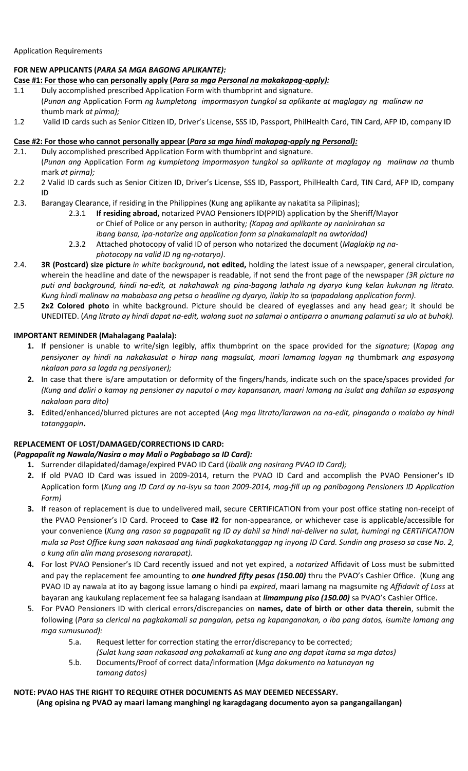Application Requirements

**FOR NEW APPLICANTS (*PARA SA MGA BAGONG APLIKANTE*):**

**Case #1: For those who can personally apply (*Para sa mga Personal na makakapag-apply*):**

1.1 Duly accomplished prescribed Application Form with thumbprint and signature.
(*Punan ang* Application Form *ng kumpletong impormasyon tungkol sa aplikante at maglagay ng malinaw na* thumb mark *at pirma);*

1.2 Valid ID cards such as Senior Citizen ID, Driver's License, SSS ID, Passport, PhilHealth Card, TIN Card, AFP ID, company ID

**Case #2: For those who cannot personally appear (*Para sa mga hindi makapag-apply ng Personal*):**

2.1. Duly accomplished prescribed Application Form with thumbprint and signature.
(*Punan ang* Application Form *ng kumpletong impormasyon tungkol sa aplikante at maglagay ng malinaw na* thumb mark *at pirma);*

2.2 2 Valid ID cards such as Senior Citizen ID, Driver's License, SSS ID, Passport, PhilHealth Card, TIN Card, AFP ID, company ID

2.3. Barangay Clearance, if residing in the Philippines (Kung ang aplikante ay nakatita sa Pilipinas);

- 2.3.1 **If residing abroad,** notarized PVAO Pensioners ID(PPID) application by the Sheriff/Mayor or Chief of Police or any person in authority*; (Kapag and aplikante ay naninirahan sa ibang bansa, ipa-notarize ang application form sa pinakamalapit na awtoridad)*
- 2.3.2 Attached photocopy of valid ID of person who notarized the document (*Maglakip ng na-photocopy na valid ID ng ng-notaryo)*.

2.4. **3R (Postcard) size picture** *in white background***, not edited,** holding the latest issue of a newspaper, general circulation, wherein the headline and date of the newspaper is readable, if not send the front page of the newspaper *(3R picture na puti and background, hindi na-edit, at nakahawak ng pina-bagong lathala ng dyaryo kung kelan kukunan ng litrato. Kung hindi malinaw na mababasa ang petsa o headline ng dyaryo, ilakip ito sa ipapadalang application form).*

2.5 **2x2 Colored photo** in white background. Picture should be cleared of eyeglasses and any head gear; it should be UNEDITED. (*Ang litrato ay hindi dapat na-edit, walang suot na salamai o antiparra o anumang palamuti sa ulo at buhok).*

**IMPORTANT REMINDER (Mahalagang Paalala):**

1. If pensioner is unable to write/sign legibly, affix thumbprint on the space provided for the *signature;* (*Kapag ang pensiyoner ay hindi na nakakasulat o hirap nang magsulat, maari lamamng lagyan ng* thumbmark *ang espasyong nkalaan para sa lagda ng pensiyoner);*
2. In case that there is/are amputation or deformity of the fingers/hands, indicate such on the space/spaces provided *for (Kung and daliri o kamay ng pensioner ay naputol o may kapansanan, maari lamang na isulat ang dahilan sa espasyong nakalaan para dito)*
3. Edited/enhanced/blurred pictures are not accepted (*Ang mga litrato/larawan na na-edit, pinaganda o malabo ay hindi tatanggapin***.**

**REPLACEMENT OF LOST/DAMAGED/CORRECTIONS ID CARD:**

**(*Pagpapalit ng Nawala/Nasira o may Mali o Pagbabago sa ID Card*):**

1. Surrender dilapidated/damage/expired PVAO ID Card (*Ibalik ang nasirang PVAO ID Card);*
2. If old PVAO ID Card was issued in 2009-2014, return the PVAO ID Card and accomplish the PVAO Pensioner's ID Application form (*Kung ang ID Card ay na-isyu sa taon 2009-2014, mag-fill up ng panibagong Pensioners ID Application Form)*
3. If reason of replacement is due to undelivered mail, secure CERTIFICATION from your post office stating non-receipt of the PVAO Pensioner's ID Card. Proceed to **Case #2** for non-appearance, or whichever case is applicable/accessible for your convenience (*Kung ang rason sa pagpapalit ng ID ay dahil sa hindi nai-deliver na sulat, humingi ng CERTIFICATION mula sa Post Office kung saan nakasaad ang hindi pagkakatanggap ng inyong ID Card. Sundin ang proseso sa case No. 2, o kung alin alin mang prosesong nararapat).*
4. For lost PVAO Pensioner's ID Card recently issued and not yet expired, a *notarized* Affidavit of Loss must be submitted and pay the replacement fee amounting to ***one hundred fifty pesos (150.00)*** thru the PVAO's Cashier Office. (Kung ang PVAO ID ay nawala at ito ay bagong issue lamang o hindi pa *expired*, maari lamang na magsumite ng *Affidavit of Loss* at bayaran ang kaukulang replacement fee sa halagang isandaan at ***limampung piso (150.00)*** sa PVAO's Cashier Office.
5. For PVAO Pensioners ID with clerical errors/discrepancies on **names, date of birth or other data therein**, submit the following (*Para sa clerical na pagkakamali sa pangalan, petsa ng kapanganakan, o iba pang datos, isumite lamang ang mga sumusunod):*
   - 5.a. Request letter for correction stating the error/discrepancy to be corrected;
     *(Sulat kung saan nakasaad ang pakakamali at kung ano ang dapat itama sa mga datos)*
   - 5.b. Documents/Proof of correct data/information (*Mga dokumento na katunayan ng tamang datos)*

**NOTE: PVAO HAS THE RIGHT TO REQUIRE OTHER DOCUMENTS AS MAY DEEMED NECESSARY.**
**(Ang opisina ng PVAO ay maari lamang manghingi ng karagdagang documento ayon sa pangangailangan)**